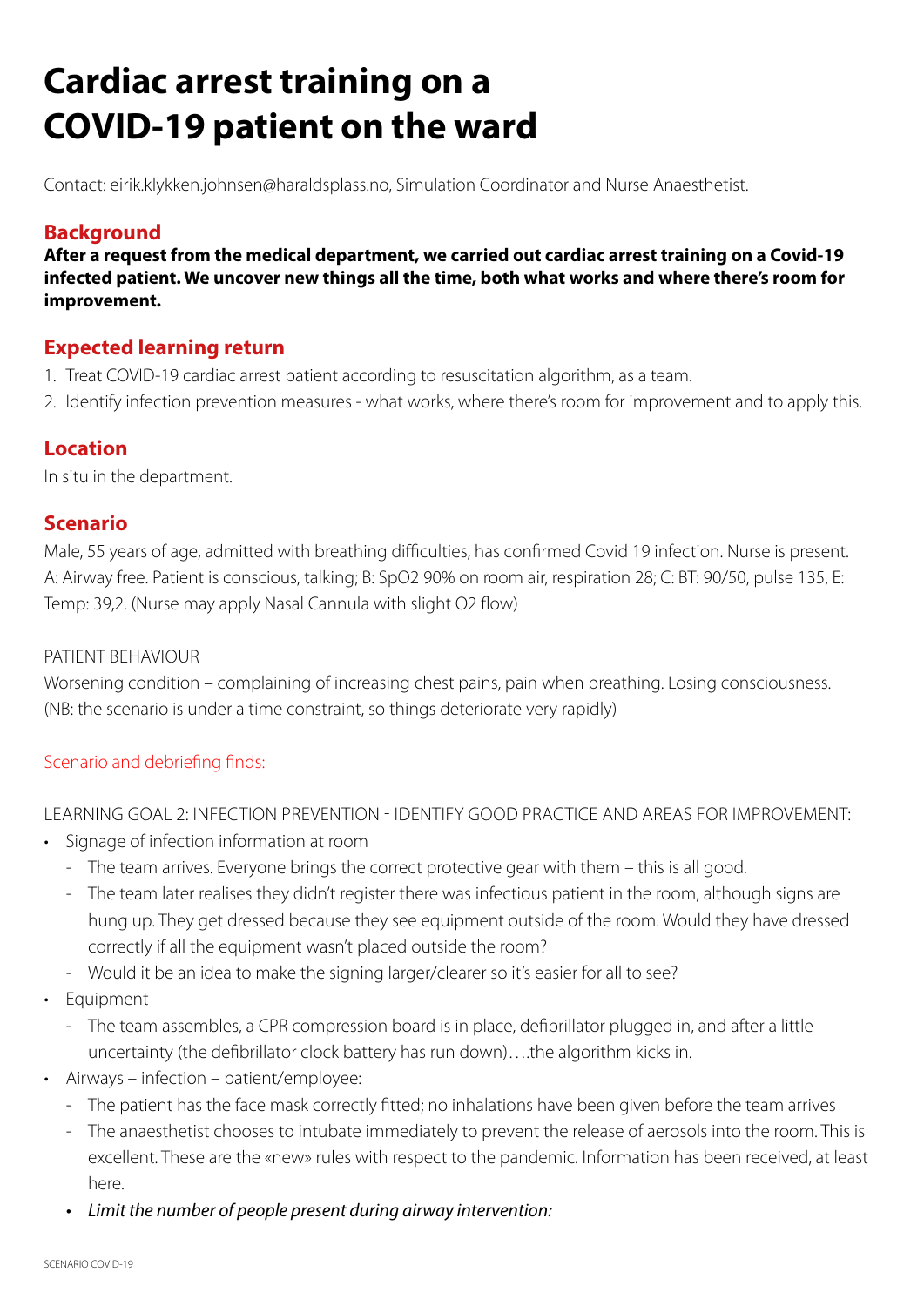# Cardiac arrest training on a COVID-19 patient on the ward

Contact: eirik.klykken.johnsen@haraldsplass.no, Simulation Coordinator and Nurse Anaesthetist.

## Background

**After a request from the medical department, we carried out cardiac arrest training on a Covid-19 infected patient. We uncover new things all the time, both what works and where there's room for improvement.**

## Expected learning return

1. Treat COVID-19 cardiac arrest patient according to resuscitation algorithm, as a team.
2. Identify infection prevention measures - what works, where there's room for improvement and to apply this.

## Location

In situ in the department.

## Scenario

Male, 55 years of age, admitted with breathing difficulties, has confirmed Covid 19 infection. Nurse is present. A: Airway free. Patient is conscious, talking; B: SpO2 90% on room air, respiration 28; C: BT: 90/50, pulse 135, E: Temp: 39,2. (Nurse may apply Nasal Cannula with slight O2 flow)

PATIENT BEHAVIOUR

Worsening condition – complaining of increasing chest pains, pain when breathing. Losing consciousness. (NB: the scenario is under a time constraint, so things deteriorate very rapidly)

Scenario and debriefing finds:

LEARNING GOAL 2: INFECTION PREVENTION - IDENTIFY GOOD PRACTICE AND AREAS FOR IMPROVEMENT:

- Signage of infection information at room
  - The team arrives. Everyone brings the correct protective gear with them – this is all good.
  - The team later realises they didn't register there was infectious patient in the room, although signs are hung up. They get dressed because they see equipment outside of the room. Would they have dressed correctly if all the equipment wasn't placed outside the room?
  - Would it be an idea to make the signing larger/clearer so it's easier for all to see?
- Equipment
  - The team assembles, a CPR compression board is in place, defibrillator plugged in, and after a little uncertainty (the defibrillator clock battery has run down)….the algorithm kicks in.
- Airways – infection – patient/employee:
  - The patient has the face mask correctly fitted; no inhalations have been given before the team arrives
  - The anaesthetist chooses to intubate immediately to prevent the release of aerosols into the room. This is excellent. These are the «new» rules with respect to the pandemic. Information has been received, at least here.
  - *Limit the number of people present during airway intervention:*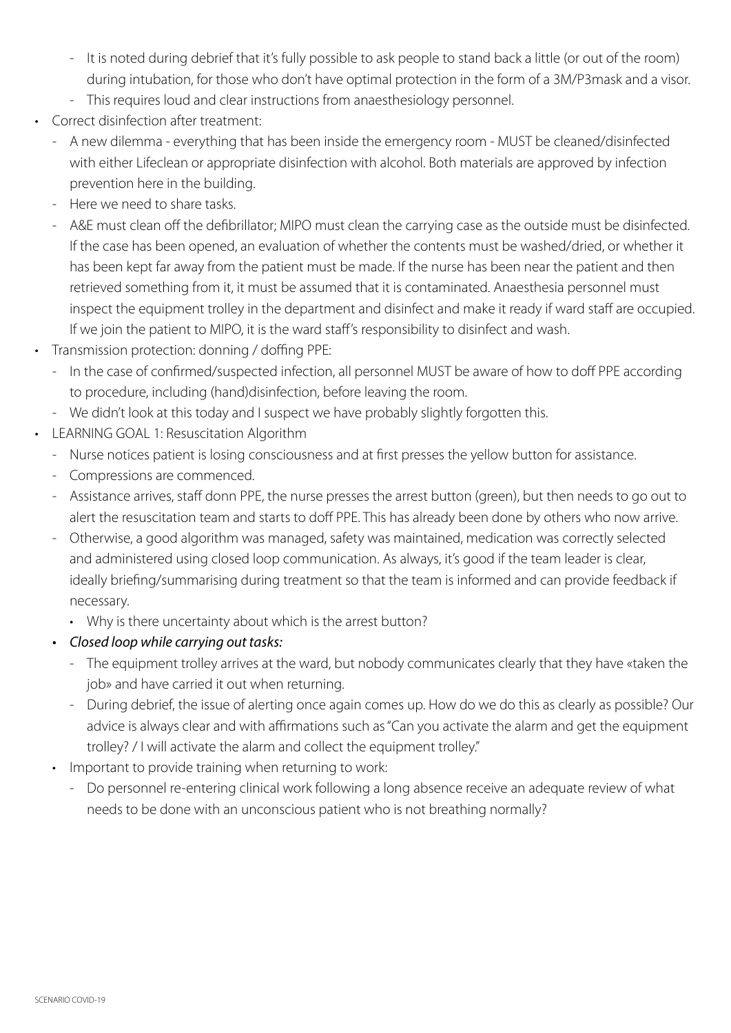- It is noted during debrief that it's fully possible to ask people to stand back a little (or out of the room) during intubation, for those who don't have optimal protection in the form of a 3M/P3mask and a visor.
- This requires loud and clear instructions from anaesthesiology personnel.

- Correct disinfection after treatment:
  - A new dilemma - everything that has been inside the emergency room - MUST be cleaned/disinfected with either Lifeclean or appropriate disinfection with alcohol. Both materials are approved by infection prevention here in the building.
  - Here we need to share tasks.
  - A&E must clean off the defibrillator; MIPO must clean the carrying case as the outside must be disinfected. If the case has been opened, an evaluation of whether the contents must be washed/dried, or whether it has been kept far away from the patient must be made. If the nurse has been near the patient and then retrieved something from it, it must be assumed that it is contaminated. Anaesthesia personnel must inspect the equipment trolley in the department and disinfect and make it ready if ward staff are occupied. If we join the patient to MIPO, it is the ward staff's responsibility to disinfect and wash.
- Transmission protection: donning / doffing PPE:
  - In the case of confirmed/suspected infection, all personnel MUST be aware of how to doff PPE according to procedure, including (hand)disinfection, before leaving the room.
  - We didn't look at this today and I suspect we have probably slightly forgotten this.
- LEARNING GOAL 1: Resuscitation Algorithm
  - Nurse notices patient is losing consciousness and at first presses the yellow button for assistance.
  - Compressions are commenced.
  - Assistance arrives, staff donn PPE, the nurse presses the arrest button (green), but then needs to go out to alert the resuscitation team and starts to doff PPE. This has already been done by others who now arrive.
  - Otherwise, a good algorithm was managed, safety was maintained, medication was correctly selected and administered using closed loop communication. As always, it's good if the team leader is clear, ideally briefing/summarising during treatment so that the team is informed and can provide feedback if necessary.
    - Why is there uncertainty about which is the arrest button?
  - *Closed loop while carrying out tasks:*
    - The equipment trolley arrives at the ward, but nobody communicates clearly that they have «taken the job» and have carried it out when returning.
    - During debrief, the issue of alerting once again comes up. How do we do this as clearly as possible? Our advice is always clear and with affirmations such as "Can you activate the alarm and get the equipment trolley? / I will activate the alarm and collect the equipment trolley."
  - Important to provide training when returning to work:
    - Do personnel re-entering clinical work following a long absence receive an adequate review of what needs to be done with an unconscious patient who is not breathing normally?